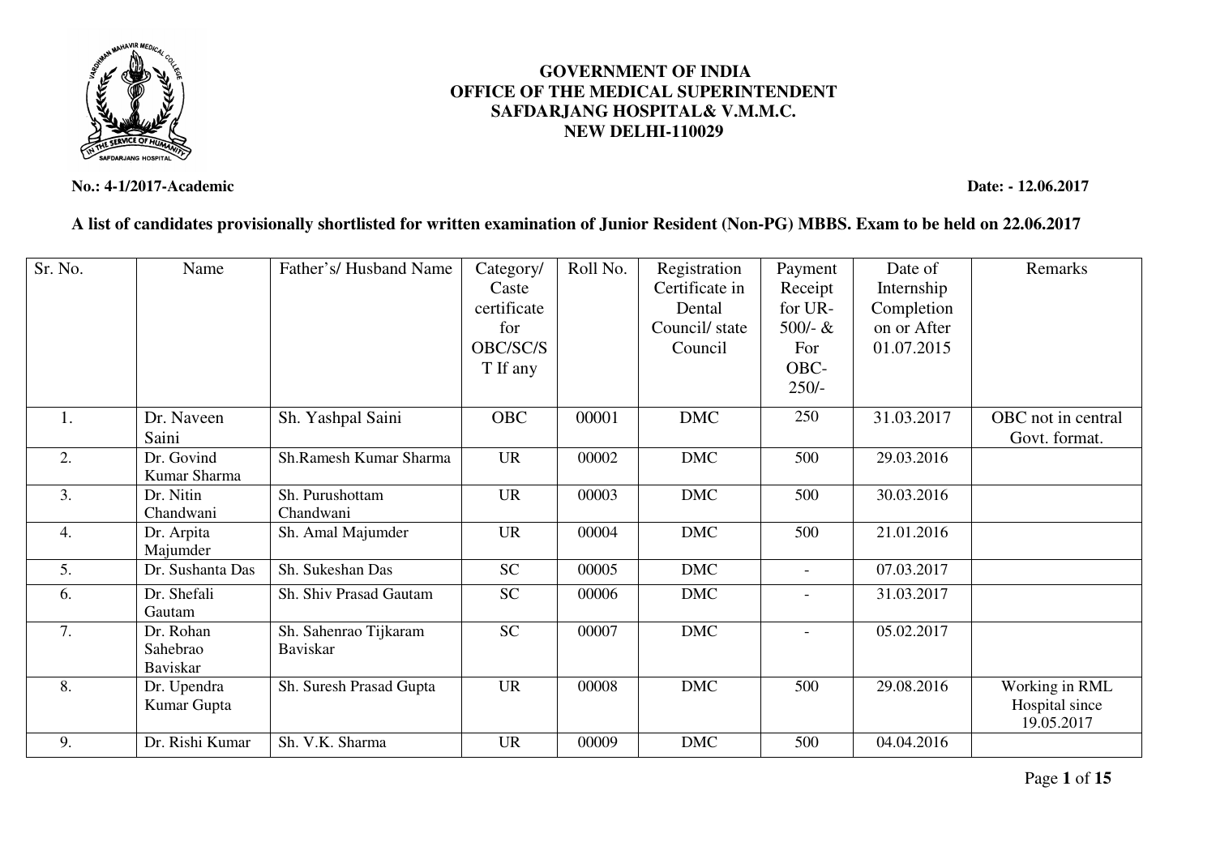**GOVERNMENT OF INDIA**
**OFFICE OF THE MEDICAL SUPERINTENDENT**
**SAFDARJANG HOSPITAL& V.M.M.C.**
**NEW DELHI-110029**

**No.: 4-1/2017-Academic** **Date: - 12.06.2017**

**A list of candidates provisionally shortlisted for written examination of Junior Resident (Non-PG) MBBS. Exam to be held on 22.06.2017**

| Sr. No. | Name | Father's/ Husband Name | Category/ Caste certificate for OBC/SC/ST If any | Roll No. | Registration Certificate in Dental Council/ state Council | Payment Receipt for UR-500/- & For OBC-250/- | Date of Internship Completion on or After 01.07.2015 | Remarks |
|---|---|---|---|---|---|---|---|---|
| 1. | Dr. Naveen Saini | Sh. Yashpal Saini | OBC | 00001 | DMC | 250 | 31.03.2017 | OBC not in central Govt. format. |
| 2. | Dr. Govind Kumar Sharma | Sh.Ramesh Kumar Sharma | UR | 00002 | DMC | 500 | 29.03.2016 | |
| 3. | Dr. Nitin Chandwani | Sh. Purushottam Chandwani | UR | 00003 | DMC | 500 | 30.03.2016 | |
| 4. | Dr. Arpita Majumder | Sh. Amal Majumder | UR | 00004 | DMC | 500 | 21.01.2016 | |
| 5. | Dr. Sushanta Das | Sh. Sukeshan Das | SC | 00005 | DMC | - | 07.03.2017 | |
| 6. | Dr. Shefali Gautam | Sh. Shiv Prasad Gautam | SC | 00006 | DMC | - | 31.03.2017 | |
| 7. | Dr. Rohan Sahebrao Baviskar | Sh. Sahenrao Tijkaram Baviskar | SC | 00007 | DMC | - | 05.02.2017 | |
| 8. | Dr. Upendra Kumar Gupta | Sh. Suresh Prasad Gupta | UR | 00008 | DMC | 500 | 29.08.2016 | Working in RML Hospital since 19.05.2017 |
| 9. | Dr. Rishi Kumar | Sh. V.K. Sharma | UR | 00009 | DMC | 500 | 04.04.2016 | |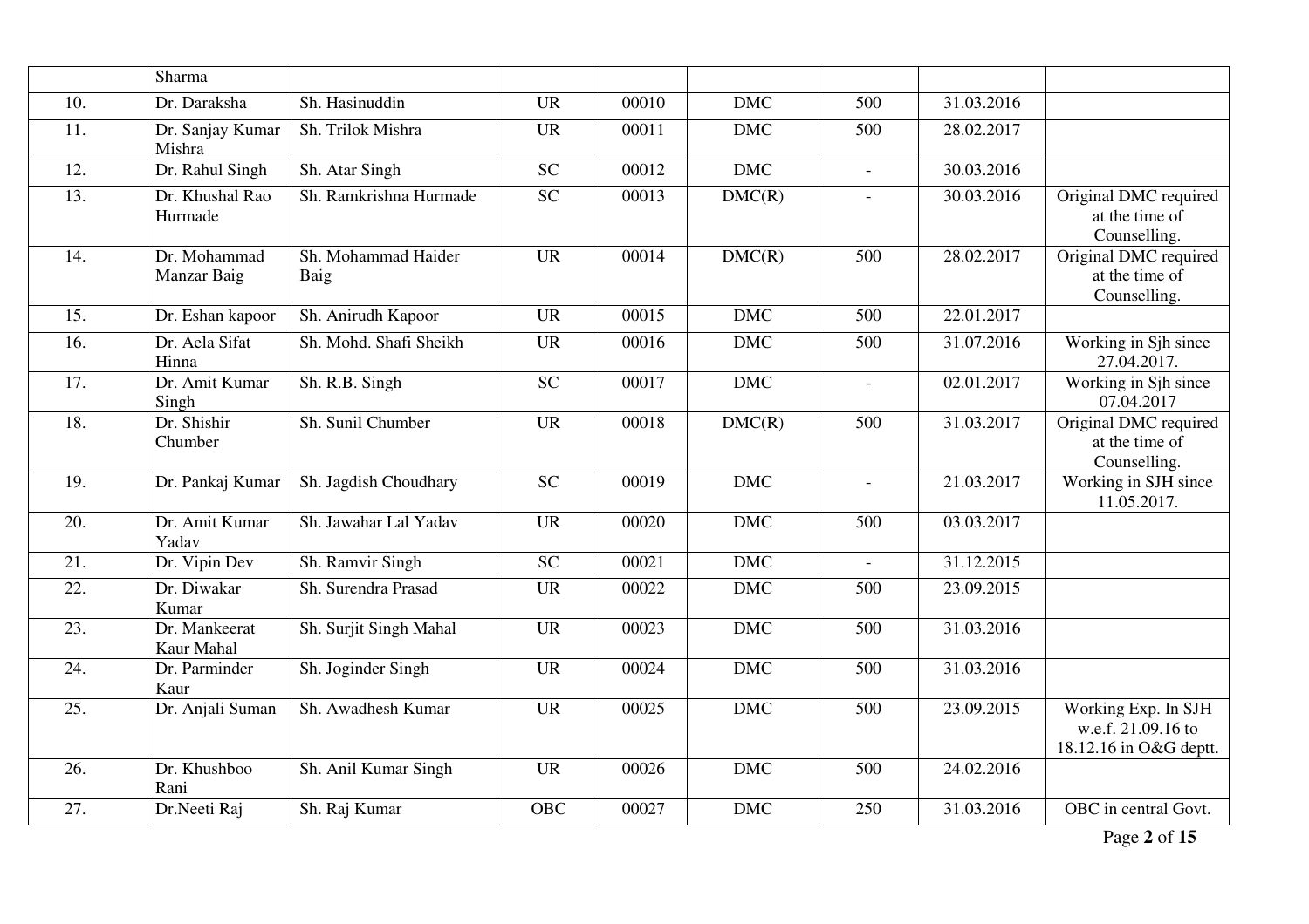| | | | | | | | | |
|---|---|---|---|---|---|---|---|---|
| | Sharma | | | | | | | |
| 10. | Dr. Daraksha | Sh. Hasinuddin | UR | 00010 | DMC | 500 | 31.03.2016 | |
| 11. | Dr. Sanjay Kumar Mishra | Sh. Trilok Mishra | UR | 00011 | DMC | 500 | 28.02.2017 | |
| 12. | Dr. Rahul Singh | Sh. Atar Singh | SC | 00012 | DMC | - | 30.03.2016 | |
| 13. | Dr. Khushal Rao Hurmade | Sh. Ramkrishna Hurmade | SC | 00013 | DMC(R) | - | 30.03.2016 | Original DMC required at the time of Counselling. |
| 14. | Dr. Mohammad Manzar Baig | Sh. Mohammad Haider Baig | UR | 00014 | DMC(R) | 500 | 28.02.2017 | Original DMC required at the time of Counselling. |
| 15. | Dr. Eshan kapoor | Sh. Anirudh Kapoor | UR | 00015 | DMC | 500 | 22.01.2017 | |
| 16. | Dr. Aela Sifat Hinna | Sh. Mohd. Shafi Sheikh | UR | 00016 | DMC | 500 | 31.07.2016 | Working in Sjh since 27.04.2017. |
| 17. | Dr. Amit Kumar Singh | Sh. R.B. Singh | SC | 00017 | DMC | - | 02.01.2017 | Working in Sjh since 07.04.2017 |
| 18. | Dr. Shishir Chumber | Sh. Sunil Chumber | UR | 00018 | DMC(R) | 500 | 31.03.2017 | Original DMC required at the time of Counselling. |
| 19. | Dr. Pankaj Kumar | Sh. Jagdish Choudhary | SC | 00019 | DMC | - | 21.03.2017 | Working in SJH since 11.05.2017. |
| 20. | Dr. Amit Kumar Yadav | Sh. Jawahar Lal Yadav | UR | 00020 | DMC | 500 | 03.03.2017 | |
| 21. | Dr. Vipin Dev | Sh. Ramvir Singh | SC | 00021 | DMC | - | 31.12.2015 | |
| 22. | Dr. Diwakar Kumar | Sh. Surendra Prasad | UR | 00022 | DMC | 500 | 23.09.2015 | |
| 23. | Dr. Mankeerat Kaur Mahal | Sh. Surjit Singh Mahal | UR | 00023 | DMC | 500 | 31.03.2016 | |
| 24. | Dr. Parminder Kaur | Sh. Joginder Singh | UR | 00024 | DMC | 500 | 31.03.2016 | |
| 25. | Dr. Anjali Suman | Sh. Awadhesh Kumar | UR | 00025 | DMC | 500 | 23.09.2015 | Working Exp. In SJH w.e.f. 21.09.16 to 18.12.16 in O&G deptt. |
| 26. | Dr. Khushboo Rani | Sh. Anil Kumar Singh | UR | 00026 | DMC | 500 | 24.02.2016 | |
| 27. | Dr.Neeti Raj | Sh. Raj Kumar | OBC | 00027 | DMC | 250 | 31.03.2016 | OBC in central Govt. |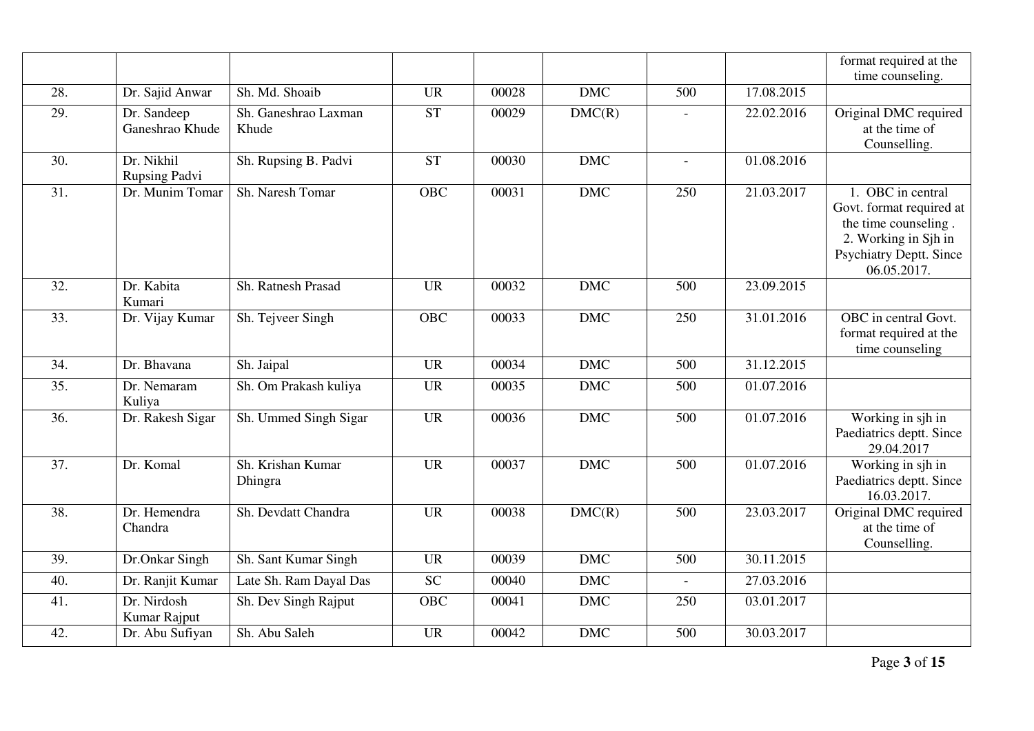|  |  |  |  |  |  |  |  | format required at the time counseling. |
|---|---|---|---|---|---|---|---|---|
| 28. | Dr. Sajid Anwar | Sh. Md. Shoaib | UR | 00028 | DMC | 500 | 17.08.2015 |  |
| 29. | Dr. Sandeep Ganeshrao Khude | Sh. Ganeshrao Laxman Khude | ST | 00029 | DMC(R) | - | 22.02.2016 | Original DMC required at the time of Counselling. |
| 30. | Dr. Nikhil Rupsing Padvi | Sh. Rupsing B. Padvi | ST | 00030 | DMC | - | 01.08.2016 |  |
| 31. | Dr. Munim Tomar | Sh. Naresh Tomar | OBC | 00031 | DMC | 250 | 21.03.2017 | 1. OBC in central Govt. format required at the time counseling . 2. Working in Sjh in Psychiatry Deptt. Since 06.05.2017. |
| 32. | Dr. Kabita Kumari | Sh. Ratnesh Prasad | UR | 00032 | DMC | 500 | 23.09.2015 |  |
| 33. | Dr. Vijay Kumar | Sh. Tejveer Singh | OBC | 00033 | DMC | 250 | 31.01.2016 | OBC in central Govt. format required at the time counseling |
| 34. | Dr. Bhavana | Sh. Jaipal | UR | 00034 | DMC | 500 | 31.12.2015 |  |
| 35. | Dr. Nemaram Kuliya | Sh. Om Prakash kuliya | UR | 00035 | DMC | 500 | 01.07.2016 |  |
| 36. | Dr. Rakesh Sigar | Sh. Ummed Singh Sigar | UR | 00036 | DMC | 500 | 01.07.2016 | Working in sjh in Paediatrics deptt. Since 29.04.2017 |
| 37. | Dr. Komal | Sh. Krishan Kumar Dhingra | UR | 00037 | DMC | 500 | 01.07.2016 | Working in sjh in Paediatrics deptt. Since 16.03.2017. |
| 38. | Dr. Hemendra Chandra | Sh. Devdatt Chandra | UR | 00038 | DMC(R) | 500 | 23.03.2017 | Original DMC required at the time of Counselling. |
| 39. | Dr.Onkar Singh | Sh. Sant Kumar Singh | UR | 00039 | DMC | 500 | 30.11.2015 |  |
| 40. | Dr. Ranjit Kumar | Late Sh. Ram Dayal Das | SC | 00040 | DMC | - | 27.03.2016 |  |
| 41. | Dr. Nirdosh Kumar Rajput | Sh. Dev Singh Rajput | OBC | 00041 | DMC | 250 | 03.01.2017 |  |
| 42. | Dr. Abu Sufiyan | Sh. Abu Saleh | UR | 00042 | DMC | 500 | 30.03.2017 |  |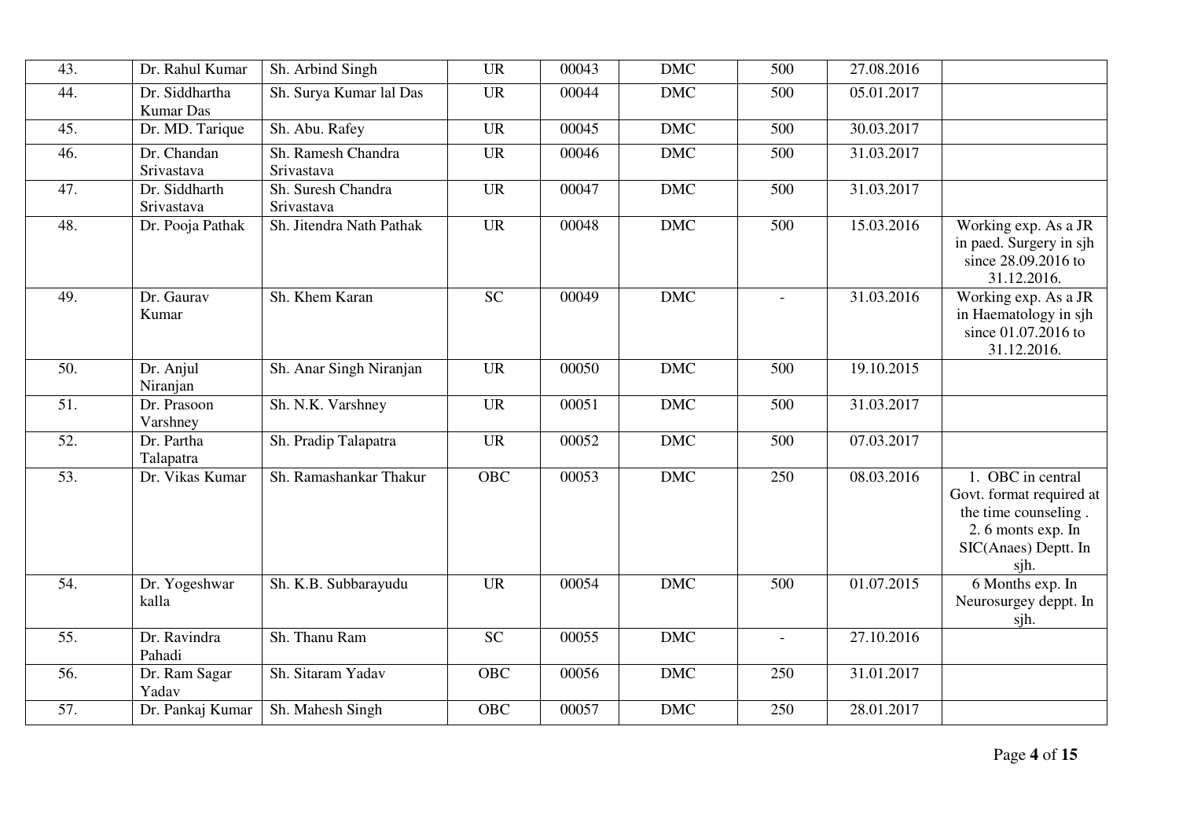| 43. | Dr. Rahul Kumar | Sh. Arbind Singh | UR | 00043 | DMC | 500 | 27.08.2016 | |
|---|---|---|---|---|---|---|---|---|
| 44. | Dr. Siddhartha Kumar Das | Sh. Surya Kumar lal Das | UR | 00044 | DMC | 500 | 05.01.2017 | |
| 45. | Dr. MD. Tarique | Sh. Abu. Rafey | UR | 00045 | DMC | 500 | 30.03.2017 | |
| 46. | Dr. Chandan Srivastava | Sh. Ramesh Chandra Srivastava | UR | 00046 | DMC | 500 | 31.03.2017 | |
| 47. | Dr. Siddharth Srivastava | Sh. Suresh Chandra Srivastava | UR | 00047 | DMC | 500 | 31.03.2017 | |
| 48. | Dr. Pooja Pathak | Sh. Jitendra Nath Pathak | UR | 00048 | DMC | 500 | 15.03.2016 | Working exp. As a JR in paed. Surgery in sjh since 28.09.2016 to 31.12.2016. |
| 49. | Dr. Gaurav Kumar | Sh. Khem Karan | SC | 00049 | DMC | - | 31.03.2016 | Working exp. As a JR in Haematology in sjh since 01.07.2016 to 31.12.2016. |
| 50. | Dr. Anjul Niranjan | Sh. Anar Singh Niranjan | UR | 00050 | DMC | 500 | 19.10.2015 | |
| 51. | Dr. Prasoon Varshney | Sh. N.K. Varshney | UR | 00051 | DMC | 500 | 31.03.2017 | |
| 52. | Dr. Partha Talapatra | Sh. Pradip Talapatra | UR | 00052 | DMC | 500 | 07.03.2017 | |
| 53. | Dr. Vikas Kumar | Sh. Ramashankar Thakur | OBC | 00053 | DMC | 250 | 08.03.2016 | 1. OBC in central Govt. format required at the time counseling . 2. 6 monts exp. In SIC(Anaes) Deptt. In sjh. |
| 54. | Dr. Yogeshwar kalla | Sh. K.B. Subbarayudu | UR | 00054 | DMC | 500 | 01.07.2015 | 6 Months exp. In Neurosurgey deppt. In sjh. |
| 55. | Dr. Ravindra Pahadi | Sh. Thanu Ram | SC | 00055 | DMC | - | 27.10.2016 | |
| 56. | Dr. Ram Sagar Yadav | Sh. Sitaram Yadav | OBC | 00056 | DMC | 250 | 31.01.2017 | |
| 57. | Dr. Pankaj Kumar | Sh. Mahesh Singh | OBC | 00057 | DMC | 250 | 28.01.2017 | |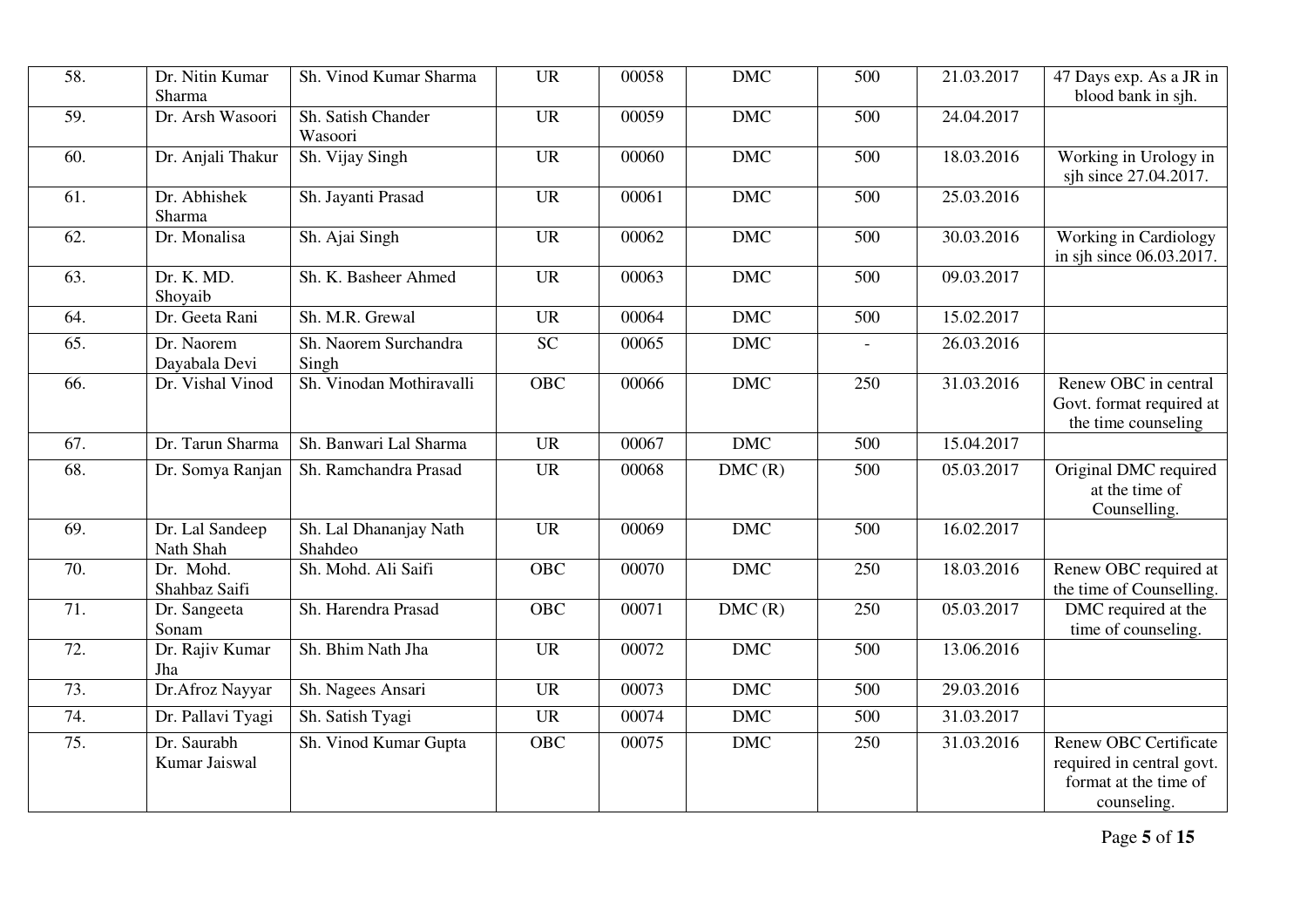| | | | | | | | | |
|---|---|---|---|---|---|---|---|---|
| 58. | Dr. Nitin Kumar Sharma | Sh. Vinod Kumar Sharma | UR | 00058 | DMC | 500 | 21.03.2017 | 47 Days exp. As a JR in blood bank in sjh. |
| 59. | Dr. Arsh Wasoori | Sh. Satish Chander Wasoori | UR | 00059 | DMC | 500 | 24.04.2017 | |
| 60. | Dr. Anjali Thakur | Sh. Vijay Singh | UR | 00060 | DMC | 500 | 18.03.2016 | Working in Urology in sjh since 27.04.2017. |
| 61. | Dr. Abhishek Sharma | Sh. Jayanti Prasad | UR | 00061 | DMC | 500 | 25.03.2016 | |
| 62. | Dr. Monalisa | Sh. Ajai Singh | UR | 00062 | DMC | 500 | 30.03.2016 | Working in Cardiology in sjh since 06.03.2017. |
| 63. | Dr. K. MD. Shoyaib | Sh. K. Basheer Ahmed | UR | 00063 | DMC | 500 | 09.03.2017 | |
| 64. | Dr. Geeta Rani | Sh. M.R. Grewal | UR | 00064 | DMC | 500 | 15.02.2017 | |
| 65. | Dr. Naorem Dayabala Devi | Sh. Naorem Surchandra Singh | SC | 00065 | DMC | - | 26.03.2016 | |
| 66. | Dr. Vishal Vinod | Sh. Vinodan Mothiravalli | OBC | 00066 | DMC | 250 | 31.03.2016 | Renew OBC in central Govt. format required at the time counseling |
| 67. | Dr. Tarun Sharma | Sh. Banwari Lal Sharma | UR | 00067 | DMC | 500 | 15.04.2017 | |
| 68. | Dr. Somya Ranjan | Sh. Ramchandra Prasad | UR | 00068 | DMC (R) | 500 | 05.03.2017 | Original DMC required at the time of Counselling. |
| 69. | Dr. Lal Sandeep Nath Shah | Sh. Lal Dhananjay Nath Shahdeo | UR | 00069 | DMC | 500 | 16.02.2017 | |
| 70. | Dr. Mohd. Shahbaz Saifi | Sh. Mohd. Ali Saifi | OBC | 00070 | DMC | 250 | 18.03.2016 | Renew OBC required at the time of Counselling. |
| 71. | Dr. Sangeeta Sonam | Sh. Harendra Prasad | OBC | 00071 | DMC (R) | 250 | 05.03.2017 | DMC required at the time of counseling. |
| 72. | Dr. Rajiv Kumar Jha | Sh. Bhim Nath Jha | UR | 00072 | DMC | 500 | 13.06.2016 | |
| 73. | Dr.Afroz Nayyar | Sh. Nagees Ansari | UR | 00073 | DMC | 500 | 29.03.2016 | |
| 74. | Dr. Pallavi Tyagi | Sh. Satish Tyagi | UR | 00074 | DMC | 500 | 31.03.2017 | |
| 75. | Dr. Saurabh Kumar Jaiswal | Sh. Vinod Kumar Gupta | OBC | 00075 | DMC | 250 | 31.03.2016 | Renew OBC Certificate required in central govt. format at the time of counseling. |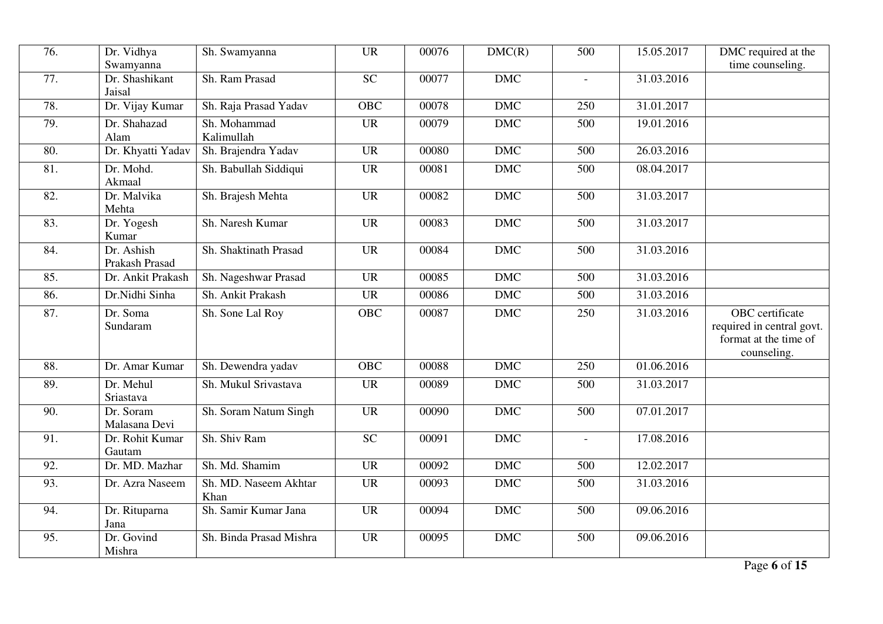| 76. | Dr. Vidhya Swamyanna | Sh. Swamyanna | UR | 00076 | DMC(R) | 500 | 15.05.2017 | DMC required at the time counseling. |
|---|---|---|---|---|---|---|---|---|
| 77. | Dr. Shashikant Jaisal | Sh. Ram Prasad | SC | 00077 | DMC | - | 31.03.2016 | |
| 78. | Dr. Vijay Kumar | Sh. Raja Prasad Yadav | OBC | 00078 | DMC | 250 | 31.01.2017 | |
| 79. | Dr. Shahazad Alam | Sh. Mohammad Kalimullah | UR | 00079 | DMC | 500 | 19.01.2016 | |
| 80. | Dr. Khyatti Yadav | Sh. Brajendra Yadav | UR | 00080 | DMC | 500 | 26.03.2016 | |
| 81. | Dr. Mohd. Akmaal | Sh. Babullah Siddiqui | UR | 00081 | DMC | 500 | 08.04.2017 | |
| 82. | Dr. Malvika Mehta | Sh. Brajesh Mehta | UR | 00082 | DMC | 500 | 31.03.2017 | |
| 83. | Dr. Yogesh Kumar | Sh. Naresh Kumar | UR | 00083 | DMC | 500 | 31.03.2017 | |
| 84. | Dr. Ashish Prakash Prasad | Sh. Shaktinath Prasad | UR | 00084 | DMC | 500 | 31.03.2016 | |
| 85. | Dr. Ankit Prakash | Sh. Nageshwar Prasad | UR | 00085 | DMC | 500 | 31.03.2016 | |
| 86. | Dr.Nidhi Sinha | Sh. Ankit Prakash | UR | 00086 | DMC | 500 | 31.03.2016 | |
| 87. | Dr. Soma Sundaram | Sh. Sone Lal Roy | OBC | 00087 | DMC | 250 | 31.03.2016 | OBC certificate required in central govt. format at the time of counseling. |
| 88. | Dr. Amar Kumar | Sh. Dewendra yadav | OBC | 00088 | DMC | 250 | 01.06.2016 | |
| 89. | Dr. Mehul Sriastava | Sh. Mukul Srivastava | UR | 00089 | DMC | 500 | 31.03.2017 | |
| 90. | Dr. Soram Malasana Devi | Sh. Soram Natum Singh | UR | 00090 | DMC | 500 | 07.01.2017 | |
| 91. | Dr. Rohit Kumar Gautam | Sh. Shiv Ram | SC | 00091 | DMC | - | 17.08.2016 | |
| 92. | Dr. MD. Mazhar | Sh. Md. Shamim | UR | 00092 | DMC | 500 | 12.02.2017 | |
| 93. | Dr. Azra Naseem | Sh. MD. Naseem Akhtar Khan | UR | 00093 | DMC | 500 | 31.03.2016 | |
| 94. | Dr. Rituparna Jana | Sh. Samir Kumar Jana | UR | 00094 | DMC | 500 | 09.06.2016 | |
| 95. | Dr. Govind Mishra | Sh. Binda Prasad Mishra | UR | 00095 | DMC | 500 | 09.06.2016 | |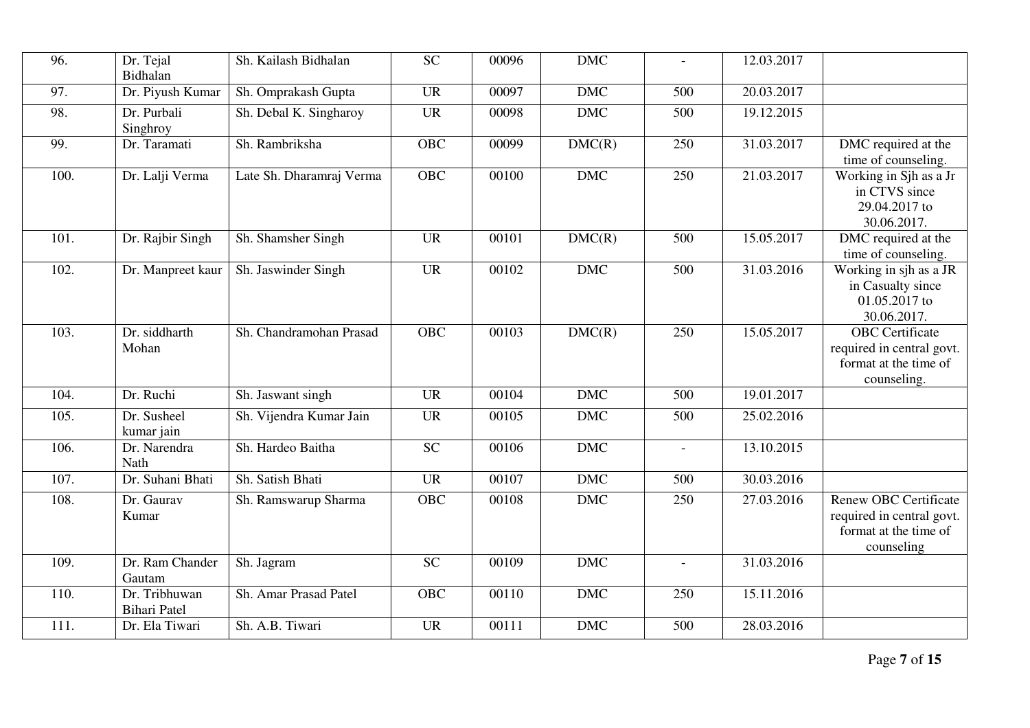| | | | | | | | | |
|---|---|---|---|---|---|---|---|---|
| 96. | Dr. Tejal Bidhalan | Sh. Kailash Bidhalan | SC | 00096 | DMC | - | 12.03.2017 | |
| 97. | Dr. Piyush Kumar | Sh. Omprakash Gupta | UR | 00097 | DMC | 500 | 20.03.2017 | |
| 98. | Dr. Purbali Singhroy | Sh. Debal K. Singharoy | UR | 00098 | DMC | 500 | 19.12.2015 | |
| 99. | Dr. Taramati | Sh. Rambriksha | OBC | 00099 | DMC(R) | 250 | 31.03.2017 | DMC required at the time of counseling. |
| 100. | Dr. Lalji Verma | Late Sh. Dharamraj Verma | OBC | 00100 | DMC | 250 | 21.03.2017 | Working in Sjh as a Jr in CTVS since 29.04.2017 to 30.06.2017. |
| 101. | Dr. Rajbir Singh | Sh. Shamsher Singh | UR | 00101 | DMC(R) | 500 | 15.05.2017 | DMC required at the time of counseling. |
| 102. | Dr. Manpreet kaur | Sh. Jaswinder Singh | UR | 00102 | DMC | 500 | 31.03.2016 | Working in sjh as a JR in Casualty since 01.05.2017 to 30.06.2017. |
| 103. | Dr. siddharth Mohan | Sh. Chandramohan Prasad | OBC | 00103 | DMC(R) | 250 | 15.05.2017 | OBC Certificate required in central govt. format at the time of counseling. |
| 104. | Dr. Ruchi | Sh. Jaswant singh | UR | 00104 | DMC | 500 | 19.01.2017 | |
| 105. | Dr. Susheel kumar jain | Sh. Vijendra Kumar Jain | UR | 00105 | DMC | 500 | 25.02.2016 | |
| 106. | Dr. Narendra Nath | Sh. Hardeo Baitha | SC | 00106 | DMC | - | 13.10.2015 | |
| 107. | Dr. Suhani Bhati | Sh. Satish Bhati | UR | 00107 | DMC | 500 | 30.03.2016 | |
| 108. | Dr. Gaurav Kumar | Sh. Ramswarup Sharma | OBC | 00108 | DMC | 250 | 27.03.2016 | Renew OBC Certificate required in central govt. format at the time of counseling |
| 109. | Dr. Ram Chander Gautam | Sh. Jagram | SC | 00109 | DMC | - | 31.03.2016 | |
| 110. | Dr. Tribhuwan Bihari Patel | Sh. Amar Prasad Patel | OBC | 00110 | DMC | 250 | 15.11.2016 | |
| 111. | Dr. Ela Tiwari | Sh. A.B. Tiwari | UR | 00111 | DMC | 500 | 28.03.2016 | |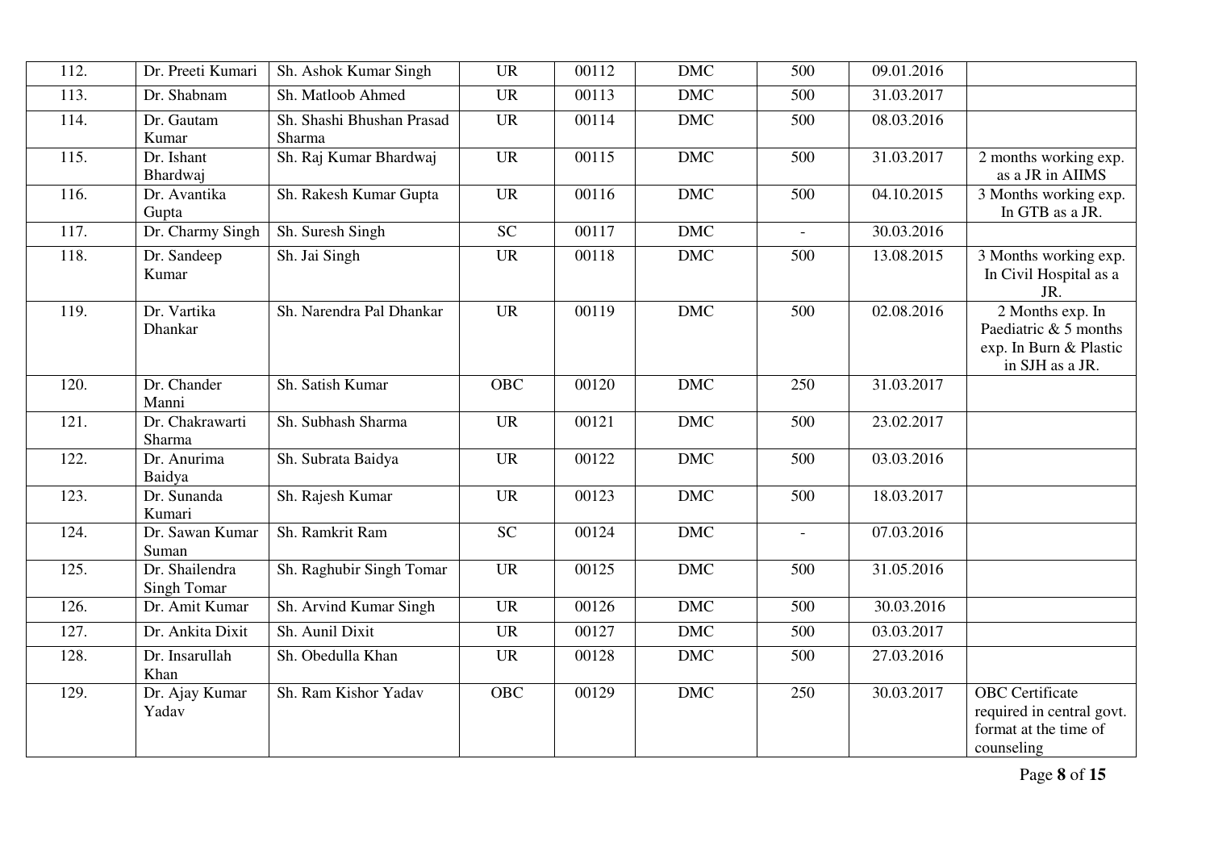| | | | | | | | | |
|---|---|---|---|---|---|---|---|---|
| 112. | Dr. Preeti Kumari | Sh. Ashok Kumar Singh | UR | 00112 | DMC | 500 | 09.01.2016 | |
| 113. | Dr. Shabnam | Sh. Matloob Ahmed | UR | 00113 | DMC | 500 | 31.03.2017 | |
| 114. | Dr. Gautam Kumar | Sh. Shashi Bhushan Prasad Sharma | UR | 00114 | DMC | 500 | 08.03.2016 | |
| 115. | Dr. Ishant Bhardwaj | Sh. Raj Kumar Bhardwaj | UR | 00115 | DMC | 500 | 31.03.2017 | 2 months working exp. as a JR in AIIMS |
| 116. | Dr. Avantika Gupta | Sh. Rakesh Kumar Gupta | UR | 00116 | DMC | 500 | 04.10.2015 | 3 Months working exp. In GTB as a JR. |
| 117. | Dr. Charmy Singh | Sh. Suresh Singh | SC | 00117 | DMC | - | 30.03.2016 | |
| 118. | Dr. Sandeep Kumar | Sh. Jai Singh | UR | 00118 | DMC | 500 | 13.08.2015 | 3 Months working exp. In Civil Hospital as a JR. |
| 119. | Dr. Vartika Dhankar | Sh. Narendra Pal Dhankar | UR | 00119 | DMC | 500 | 02.08.2016 | 2 Months exp. In Paediatric & 5 months exp. In Burn & Plastic in SJH as a JR. |
| 120. | Dr. Chander Manni | Sh. Satish Kumar | OBC | 00120 | DMC | 250 | 31.03.2017 | |
| 121. | Dr. Chakrawarti Sharma | Sh. Subhash Sharma | UR | 00121 | DMC | 500 | 23.02.2017 | |
| 122. | Dr. Anurima Baidya | Sh. Subrata Baidya | UR | 00122 | DMC | 500 | 03.03.2016 | |
| 123. | Dr. Sunanda Kumari | Sh. Rajesh Kumar | UR | 00123 | DMC | 500 | 18.03.2017 | |
| 124. | Dr. Sawan Kumar Suman | Sh. Ramkrit Ram | SC | 00124 | DMC | - | 07.03.2016 | |
| 125. | Dr. Shailendra Singh Tomar | Sh. Raghubir Singh Tomar | UR | 00125 | DMC | 500 | 31.05.2016 | |
| 126. | Dr. Amit Kumar | Sh. Arvind Kumar Singh | UR | 00126 | DMC | 500 | 30.03.2016 | |
| 127. | Dr. Ankita Dixit | Sh. Aunil Dixit | UR | 00127 | DMC | 500 | 03.03.2017 | |
| 128. | Dr. Insarullah Khan | Sh. Obedulla Khan | UR | 00128 | DMC | 500 | 27.03.2016 | |
| 129. | Dr. Ajay Kumar Yadav | Sh. Ram Kishor Yadav | OBC | 00129 | DMC | 250 | 30.03.2017 | OBC Certificate required in central govt. format at the time of counseling |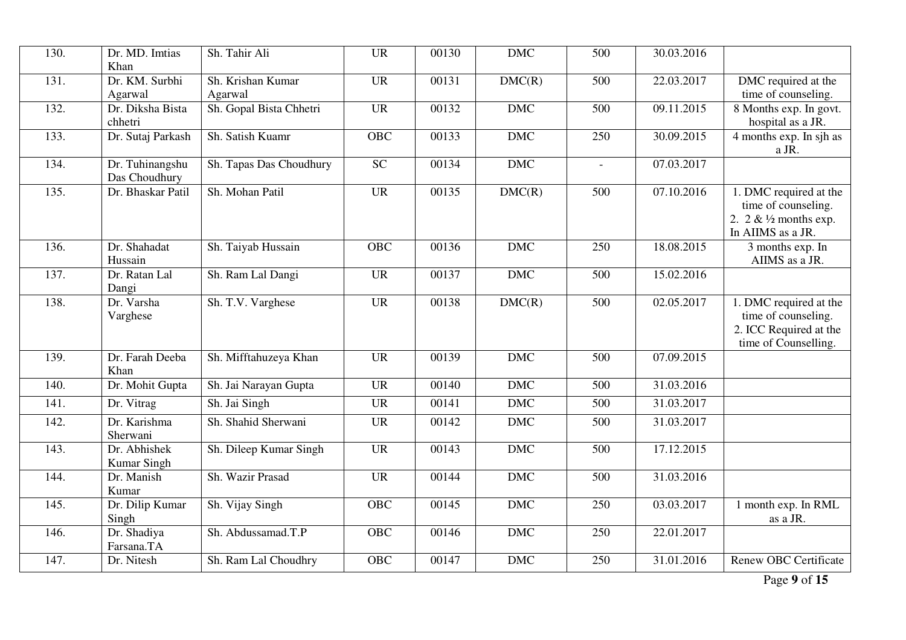| 130. | Dr. MD. Imtias Khan | Sh. Tahir Ali | UR | 00130 | DMC | 500 | 30.03.2016 | |
|---|---|---|---|---|---|---|---|---|
| 131. | Dr. KM. Surbhi Agarwal | Sh. Krishan Kumar Agarwal | UR | 00131 | DMC(R) | 500 | 22.03.2017 | DMC required at the time of counseling. |
| 132. | Dr. Diksha Bista chhetri | Sh. Gopal Bista Chhetri | UR | 00132 | DMC | 500 | 09.11.2015 | 8 Months exp. In govt. hospital as a JR. |
| 133. | Dr. Sutaj Parkash | Sh. Satish Kuamr | OBC | 00133 | DMC | 250 | 30.09.2015 | 4 months exp. In sjh as a JR. |
| 134. | Dr. Tuhinangshu Das Choudhury | Sh. Tapas Das Choudhury | SC | 00134 | DMC | - | 07.03.2017 | |
| 135. | Dr. Bhaskar Patil | Sh. Mohan Patil | UR | 00135 | DMC(R) | 500 | 07.10.2016 | 1. DMC required at the time of counseling. 2. 2 & ½ months exp. In AIIMS as a JR. |
| 136. | Dr. Shahadat Hussain | Sh. Taiyab Hussain | OBC | 00136 | DMC | 250 | 18.08.2015 | 3 months exp. In AIIMS as a JR. |
| 137. | Dr. Ratan Lal Dangi | Sh. Ram Lal Dangi | UR | 00137 | DMC | 500 | 15.02.2016 | |
| 138. | Dr. Varsha Varghese | Sh. T.V. Varghese | UR | 00138 | DMC(R) | 500 | 02.05.2017 | 1. DMC required at the time of counseling. 2. ICC Required at the time of Counselling. |
| 139. | Dr. Farah Deeba Khan | Sh. Mifftahuzeya Khan | UR | 00139 | DMC | 500 | 07.09.2015 | |
| 140. | Dr. Mohit Gupta | Sh. Jai Narayan Gupta | UR | 00140 | DMC | 500 | 31.03.2016 | |
| 141. | Dr. Vitrag | Sh. Jai Singh | UR | 00141 | DMC | 500 | 31.03.2017 | |
| 142. | Dr. Karishma Sherwani | Sh. Shahid Sherwani | UR | 00142 | DMC | 500 | 31.03.2017 | |
| 143. | Dr. Abhishek Kumar Singh | Sh. Dileep Kumar Singh | UR | 00143 | DMC | 500 | 17.12.2015 | |
| 144. | Dr. Manish Kumar | Sh. Wazir Prasad | UR | 00144 | DMC | 500 | 31.03.2016 | |
| 145. | Dr. Dilip Kumar Singh | Sh. Vijay Singh | OBC | 00145 | DMC | 250 | 03.03.2017 | 1 month exp. In RML as a JR. |
| 146. | Dr. Shadiya Farsana.TA | Sh. Abdussamad.T.P | OBC | 00146 | DMC | 250 | 22.01.2017 | |
| 147. | Dr. Nitesh | Sh. Ram Lal Choudhry | OBC | 00147 | DMC | 250 | 31.01.2016 | Renew OBC Certificate |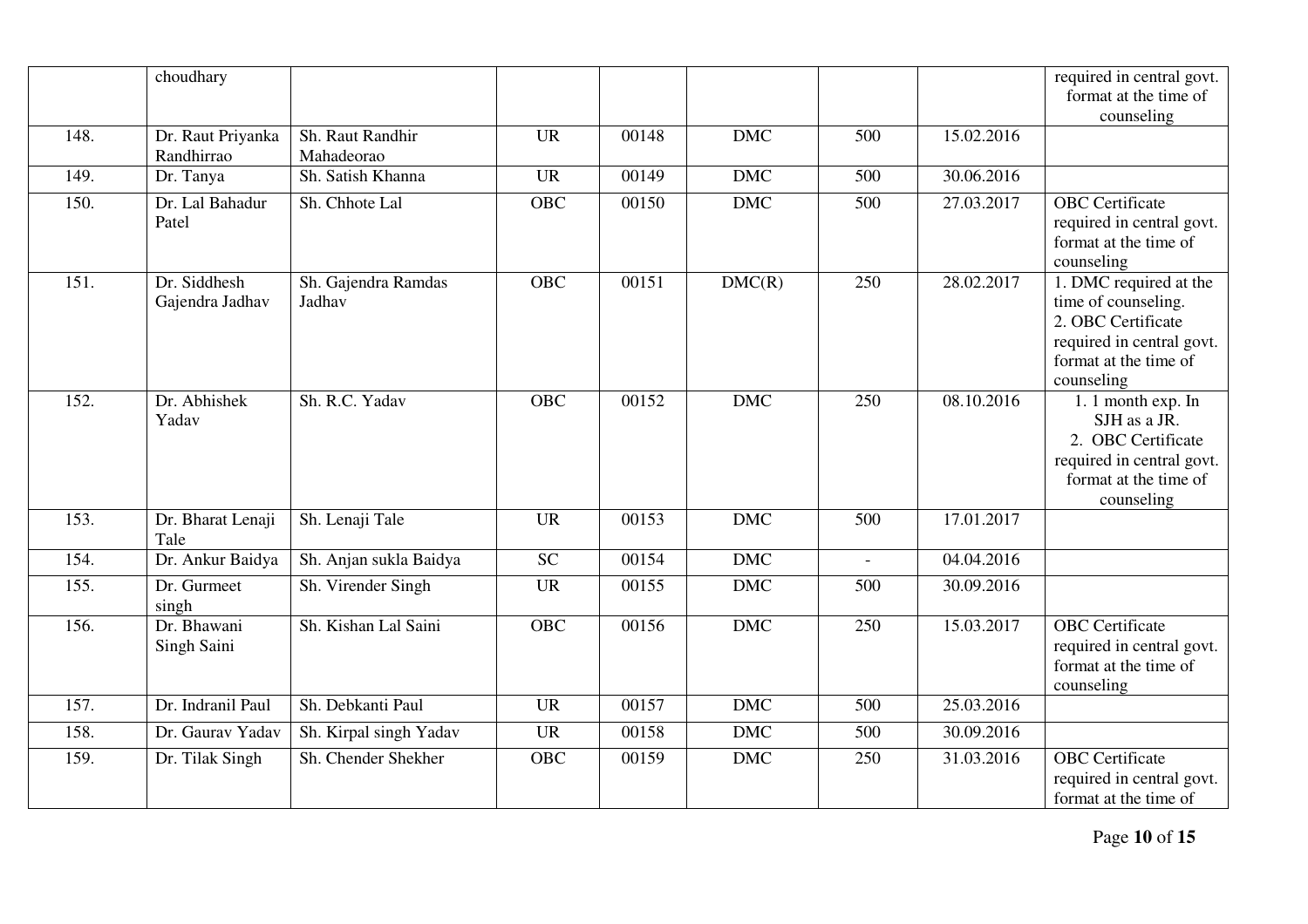| | choudhary | | | | | | | required in central govt. format at the time of counseling |
|---|---|---|---|---|---|---|---|---|
| 148. | Dr. Raut Priyanka Randhirrao | Sh. Raut Randhir Mahadeorao | UR | 00148 | DMC | 500 | 15.02.2016 | |
| 149. | Dr. Tanya | Sh. Satish Khanna | UR | 00149 | DMC | 500 | 30.06.2016 | |
| 150. | Dr. Lal Bahadur Patel | Sh. Chhote Lal | OBC | 00150 | DMC | 500 | 27.03.2017 | OBC Certificate required in central govt. format at the time of counseling |
| 151. | Dr. Siddhesh Gajendra Jadhav | Sh. Gajendra Ramdas Jadhav | OBC | 00151 | DMC(R) | 250 | 28.02.2017 | 1. DMC required at the time of counseling. 2. OBC Certificate required in central govt. format at the time of counseling |
| 152. | Dr. Abhishek Yadav | Sh. R.C. Yadav | OBC | 00152 | DMC | 250 | 08.10.2016 | 1. 1 month exp. In SJH as a JR. 2. OBC Certificate required in central govt. format at the time of counseling |
| 153. | Dr. Bharat Lenaji Tale | Sh. Lenaji Tale | UR | 00153 | DMC | 500 | 17.01.2017 | |
| 154. | Dr. Ankur Baidya | Sh. Anjan sukla Baidya | SC | 00154 | DMC | - | 04.04.2016 | |
| 155. | Dr. Gurmeet singh | Sh. Virender Singh | UR | 00155 | DMC | 500 | 30.09.2016 | |
| 156. | Dr. Bhawani Singh Saini | Sh. Kishan Lal Saini | OBC | 00156 | DMC | 250 | 15.03.2017 | OBC Certificate required in central govt. format at the time of counseling |
| 157. | Dr. Indranil Paul | Sh. Debkanti Paul | UR | 00157 | DMC | 500 | 25.03.2016 | |
| 158. | Dr. Gaurav Yadav | Sh. Kirpal singh Yadav | UR | 00158 | DMC | 500 | 30.09.2016 | |
| 159. | Dr. Tilak Singh | Sh. Chender Shekher | OBC | 00159 | DMC | 250 | 31.03.2016 | OBC Certificate required in central govt. format at the time of |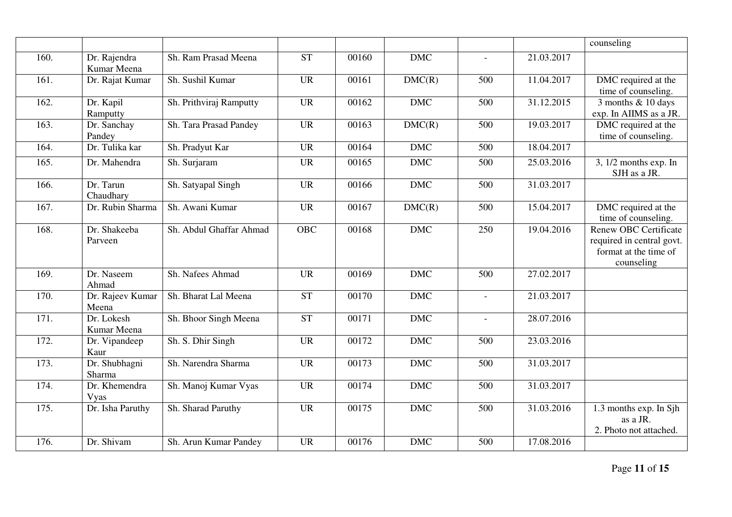| | | | | | | | | counseling |
|---|---|---|---|---|---|---|---|---|
| 160. | Dr. Rajendra Kumar Meena | Sh. Ram Prasad Meena | ST | 00160 | DMC | - | 21.03.2017 | |
| 161. | Dr. Rajat Kumar | Sh. Sushil Kumar | UR | 00161 | DMC(R) | 500 | 11.04.2017 | DMC required at the time of counseling. |
| 162. | Dr. Kapil Ramputty | Sh. Prithviraj Ramputty | UR | 00162 | DMC | 500 | 31.12.2015 | 3 months & 10 days exp. In AIIMS as a JR. |
| 163. | Dr. Sanchay Pandey | Sh. Tara Prasad Pandey | UR | 00163 | DMC(R) | 500 | 19.03.2017 | DMC required at the time of counseling. |
| 164. | Dr. Tulika kar | Sh. Pradyut Kar | UR | 00164 | DMC | 500 | 18.04.2017 | |
| 165. | Dr. Mahendra | Sh. Surjaram | UR | 00165 | DMC | 500 | 25.03.2016 | 3, 1/2 months exp. In SJH as a JR. |
| 166. | Dr. Tarun Chaudhary | Sh. Satyapal Singh | UR | 00166 | DMC | 500 | 31.03.2017 | |
| 167. | Dr. Rubin Sharma | Sh. Awani Kumar | UR | 00167 | DMC(R) | 500 | 15.04.2017 | DMC required at the time of counseling. |
| 168. | Dr. Shakeeba Parveen | Sh. Abdul Ghaffar Ahmad | OBC | 00168 | DMC | 250 | 19.04.2016 | Renew OBC Certificate required in central govt. format at the time of counseling |
| 169. | Dr. Naseem Ahmad | Sh. Nafees Ahmad | UR | 00169 | DMC | 500 | 27.02.2017 | |
| 170. | Dr. Rajeev Kumar Meena | Sh. Bharat Lal Meena | ST | 00170 | DMC | - | 21.03.2017 | |
| 171. | Dr. Lokesh Kumar Meena | Sh. Bhoor Singh Meena | ST | 00171 | DMC | - | 28.07.2016 | |
| 172. | Dr. Vipandeep Kaur | Sh. S. Dhir Singh | UR | 00172 | DMC | 500 | 23.03.2016 | |
| 173. | Dr. Shubhagni Sharma | Sh. Narendra Sharma | UR | 00173 | DMC | 500 | 31.03.2017 | |
| 174. | Dr. Khemendra Vyas | Sh. Manoj Kumar Vyas | UR | 00174 | DMC | 500 | 31.03.2017 | |
| 175. | Dr. Isha Paruthy | Sh. Sharad Paruthy | UR | 00175 | DMC | 500 | 31.03.2016 | 1.3 months exp. In Sjh as a JR. 2. Photo not attached. |
| 176. | Dr. Shivam | Sh. Arun Kumar Pandey | UR | 00176 | DMC | 500 | 17.08.2016 | |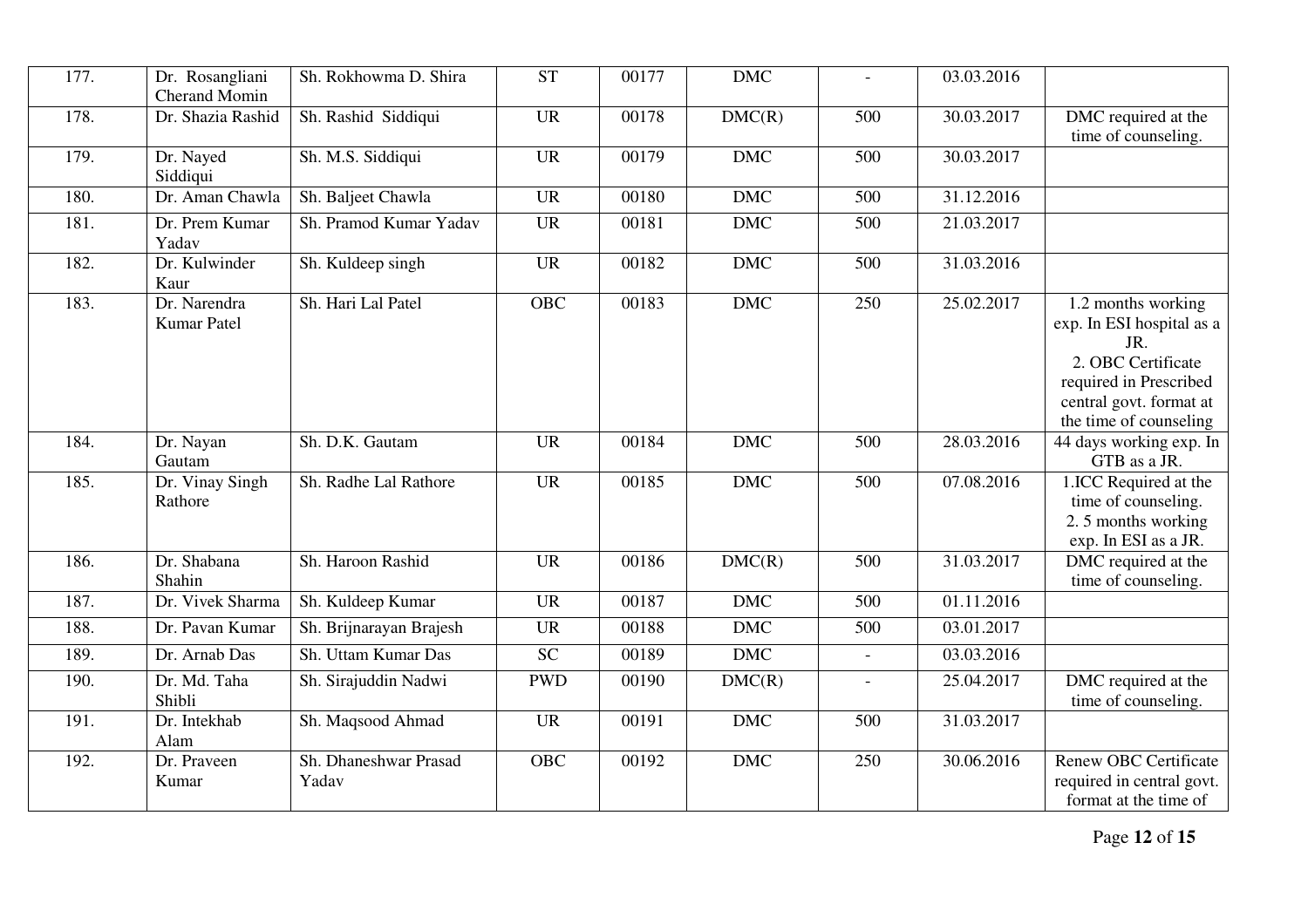| 177. | Dr. Rosangliani Cherand Momin | Sh. Rokhowma D. Shira | ST | 00177 | DMC | - | 03.03.2016 | |
|---|---|---|---|---|---|---|---|---|
| 178. | Dr. Shazia Rashid | Sh. Rashid Siddiqui | UR | 00178 | DMC(R) | 500 | 30.03.2017 | DMC required at the time of counseling. |
| 179. | Dr. Nayed Siddiqui | Sh. M.S. Siddiqui | UR | 00179 | DMC | 500 | 30.03.2017 | |
| 180. | Dr. Aman Chawla | Sh. Baljeet Chawla | UR | 00180 | DMC | 500 | 31.12.2016 | |
| 181. | Dr. Prem Kumar Yadav | Sh. Pramod Kumar Yadav | UR | 00181 | DMC | 500 | 21.03.2017 | |
| 182. | Dr. Kulwinder Kaur | Sh. Kuldeep singh | UR | 00182 | DMC | 500 | 31.03.2016 | |
| 183. | Dr. Narendra Kumar Patel | Sh. Hari Lal Patel | OBC | 00183 | DMC | 250 | 25.02.2017 | 1.2 months working exp. In ESI hospital as a JR. 2. OBC Certificate required in Prescribed central govt. format at the time of counseling |
| 184. | Dr. Nayan Gautam | Sh. D.K. Gautam | UR | 00184 | DMC | 500 | 28.03.2016 | 44 days working exp. In GTB as a JR. |
| 185. | Dr. Vinay Singh Rathore | Sh. Radhe Lal Rathore | UR | 00185 | DMC | 500 | 07.08.2016 | 1.ICC Required at the time of counseling. 2. 5 months working exp. In ESI as a JR. |
| 186. | Dr. Shabana Shahin | Sh. Haroon Rashid | UR | 00186 | DMC(R) | 500 | 31.03.2017 | DMC required at the time of counseling. |
| 187. | Dr. Vivek Sharma | Sh. Kuldeep Kumar | UR | 00187 | DMC | 500 | 01.11.2016 | |
| 188. | Dr. Pavan Kumar | Sh. Brijnarayan Brajesh | UR | 00188 | DMC | 500 | 03.01.2017 | |
| 189. | Dr. Arnab Das | Sh. Uttam Kumar Das | SC | 00189 | DMC | - | 03.03.2016 | |
| 190. | Dr. Md. Taha Shibli | Sh. Sirajuddin Nadwi | PWD | 00190 | DMC(R) | - | 25.04.2017 | DMC required at the time of counseling. |
| 191. | Dr. Intekhab Alam | Sh. Maqsood Ahmad | UR | 00191 | DMC | 500 | 31.03.2017 | |
| 192. | Dr. Praveen Kumar | Sh. Dhaneshwar Prasad Yadav | OBC | 00192 | DMC | 250 | 30.06.2016 | Renew OBC Certificate required in central govt. format at the time of |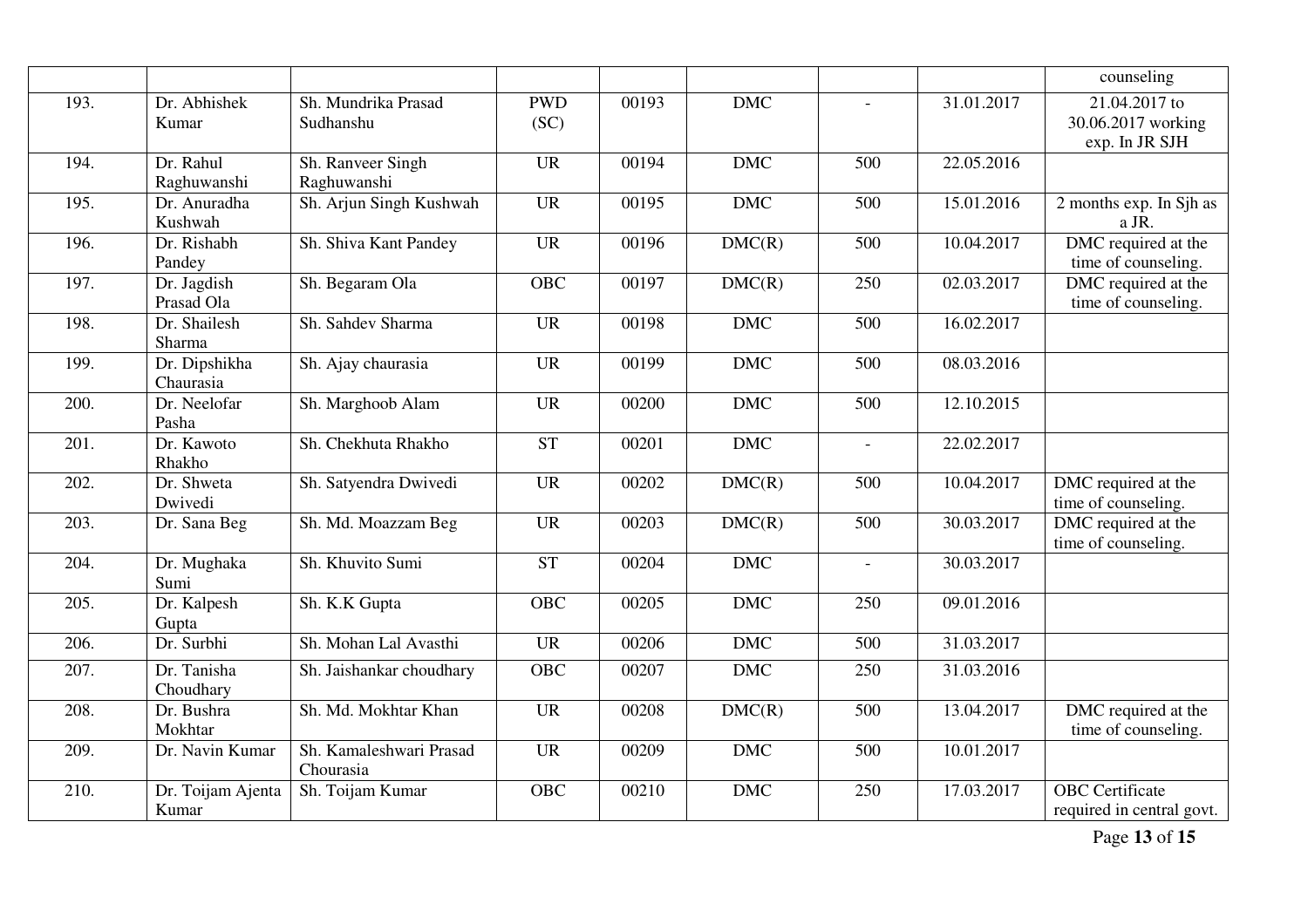| | | | | | | | | counseling |
|---|---|---|---|---|---|---|---|---|
| 193. | Dr. Abhishek Kumar | Sh. Mundrika Prasad Sudhanshu | PWD (SC) | 00193 | DMC | - | 31.01.2017 | 21.04.2017 to 30.06.2017 working exp. In JR SJH |
| 194. | Dr. Rahul Raghuwanshi | Sh. Ranveer Singh Raghuwanshi | UR | 00194 | DMC | 500 | 22.05.2016 | |
| 195. | Dr. Anuradha Kushwah | Sh. Arjun Singh Kushwah | UR | 00195 | DMC | 500 | 15.01.2016 | 2 months exp. In Sjh as a JR. |
| 196. | Dr. Rishabh Pandey | Sh. Shiva Kant Pandey | UR | 00196 | DMC(R) | 500 | 10.04.2017 | DMC required at the time of counseling. |
| 197. | Dr. Jagdish Prasad Ola | Sh. Begaram Ola | OBC | 00197 | DMC(R) | 250 | 02.03.2017 | DMC required at the time of counseling. |
| 198. | Dr. Shailesh Sharma | Sh. Sahdev Sharma | UR | 00198 | DMC | 500 | 16.02.2017 | |
| 199. | Dr. Dipshikha Chaurasia | Sh. Ajay chaurasia | UR | 00199 | DMC | 500 | 08.03.2016 | |
| 200. | Dr. Neelofar Pasha | Sh. Marghoob Alam | UR | 00200 | DMC | 500 | 12.10.2015 | |
| 201. | Dr. Kawoto Rhakho | Sh. Chekhuta Rhakho | ST | 00201 | DMC | - | 22.02.2017 | |
| 202. | Dr. Shweta Dwivedi | Sh. Satyendra Dwivedi | UR | 00202 | DMC(R) | 500 | 10.04.2017 | DMC required at the time of counseling. |
| 203. | Dr. Sana Beg | Sh. Md. Moazzam Beg | UR | 00203 | DMC(R) | 500 | 30.03.2017 | DMC required at the time of counseling. |
| 204. | Dr. Mughaka Sumi | Sh. Khuvito Sumi | ST | 00204 | DMC | - | 30.03.2017 | |
| 205. | Dr. Kalpesh Gupta | Sh. K.K Gupta | OBC | 00205 | DMC | 250 | 09.01.2016 | |
| 206. | Dr. Surbhi | Sh. Mohan Lal Avasthi | UR | 00206 | DMC | 500 | 31.03.2017 | |
| 207. | Dr. Tanisha Choudhary | Sh. Jaishankar choudhary | OBC | 00207 | DMC | 250 | 31.03.2016 | |
| 208. | Dr. Bushra Mokhtar | Sh. Md. Mokhtar Khan | UR | 00208 | DMC(R) | 500 | 13.04.2017 | DMC required at the time of counseling. |
| 209. | Dr. Navin Kumar | Sh. Kamaleshwari Prasad Chourasia | UR | 00209 | DMC | 500 | 10.01.2017 | |
| 210. | Dr. Toijam Ajenta Kumar | Sh. Toijam Kumar | OBC | 00210 | DMC | 250 | 17.03.2017 | OBC Certificate required in central govt. |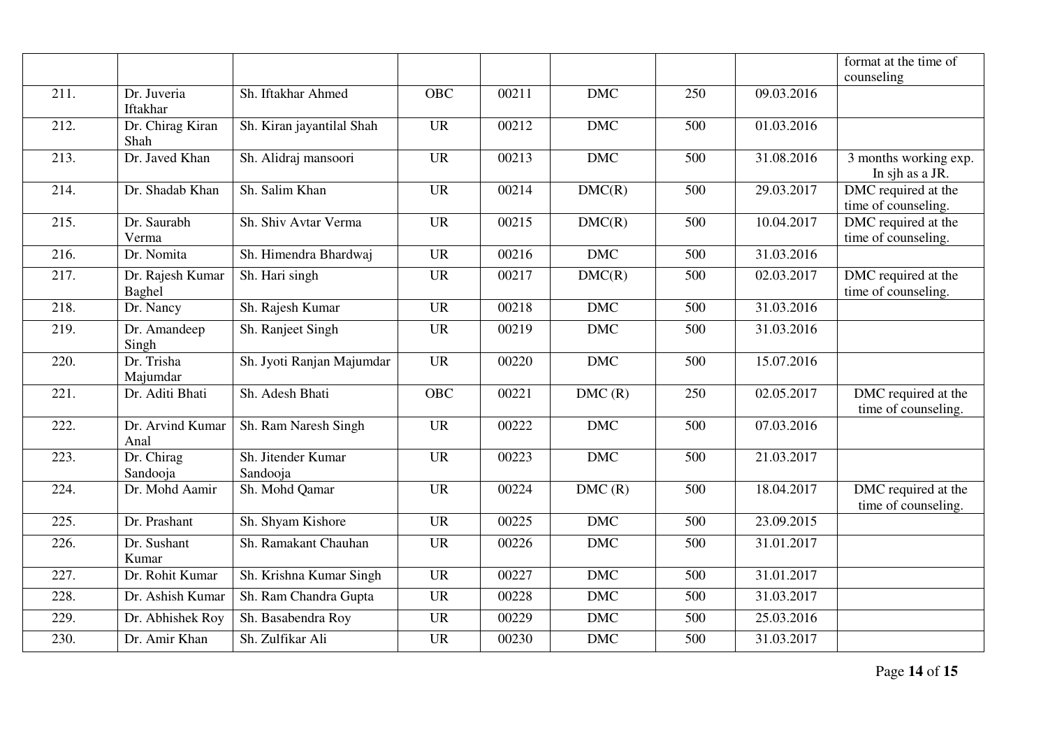| | | | | | | | | format at the time of counseling |
|---|---|---|---|---|---|---|---|---|
| 211. | Dr. Juveria Iftakhar | Sh. Iftakhar Ahmed | OBC | 00211 | DMC | 250 | 09.03.2016 | |
| 212. | Dr. Chirag Kiran Shah | Sh. Kiran jayantilal Shah | UR | 00212 | DMC | 500 | 01.03.2016 | |
| 213. | Dr. Javed Khan | Sh. Alidraj mansoori | UR | 00213 | DMC | 500 | 31.08.2016 | 3 months working exp. In sjh as a JR. |
| 214. | Dr. Shadab Khan | Sh. Salim Khan | UR | 00214 | DMC(R) | 500 | 29.03.2017 | DMC required at the time of counseling. |
| 215. | Dr. Saurabh Verma | Sh. Shiv Avtar Verma | UR | 00215 | DMC(R) | 500 | 10.04.2017 | DMC required at the time of counseling. |
| 216. | Dr. Nomita | Sh. Himendra Bhardwaj | UR | 00216 | DMC | 500 | 31.03.2016 | |
| 217. | Dr. Rajesh Kumar Baghel | Sh. Hari singh | UR | 00217 | DMC(R) | 500 | 02.03.2017 | DMC required at the time of counseling. |
| 218. | Dr. Nancy | Sh. Rajesh Kumar | UR | 00218 | DMC | 500 | 31.03.2016 | |
| 219. | Dr. Amandeep Singh | Sh. Ranjeet Singh | UR | 00219 | DMC | 500 | 31.03.2016 | |
| 220. | Dr. Trisha Majumdar | Sh. Jyoti Ranjan Majumdar | UR | 00220 | DMC | 500 | 15.07.2016 | |
| 221. | Dr. Aditi Bhati | Sh. Adesh Bhati | OBC | 00221 | DMC (R) | 250 | 02.05.2017 | DMC required at the time of counseling. |
| 222. | Dr. Arvind Kumar Anal | Sh. Ram Naresh Singh | UR | 00222 | DMC | 500 | 07.03.2016 | |
| 223. | Dr. Chirag Sandooja | Sh. Jitender Kumar Sandooja | UR | 00223 | DMC | 500 | 21.03.2017 | |
| 224. | Dr. Mohd Aamir | Sh. Mohd Qamar | UR | 00224 | DMC (R) | 500 | 18.04.2017 | DMC required at the time of counseling. |
| 225. | Dr. Prashant | Sh. Shyam Kishore | UR | 00225 | DMC | 500 | 23.09.2015 | |
| 226. | Dr. Sushant Kumar | Sh. Ramakant Chauhan | UR | 00226 | DMC | 500 | 31.01.2017 | |
| 227. | Dr. Rohit Kumar | Sh. Krishna Kumar Singh | UR | 00227 | DMC | 500 | 31.01.2017 | |
| 228. | Dr. Ashish Kumar | Sh. Ram Chandra Gupta | UR | 00228 | DMC | 500 | 31.03.2017 | |
| 229. | Dr. Abhishek Roy | Sh. Basabendra Roy | UR | 00229 | DMC | 500 | 25.03.2016 | |
| 230. | Dr. Amir Khan | Sh. Zulfikar Ali | UR | 00230 | DMC | 500 | 31.03.2017 | |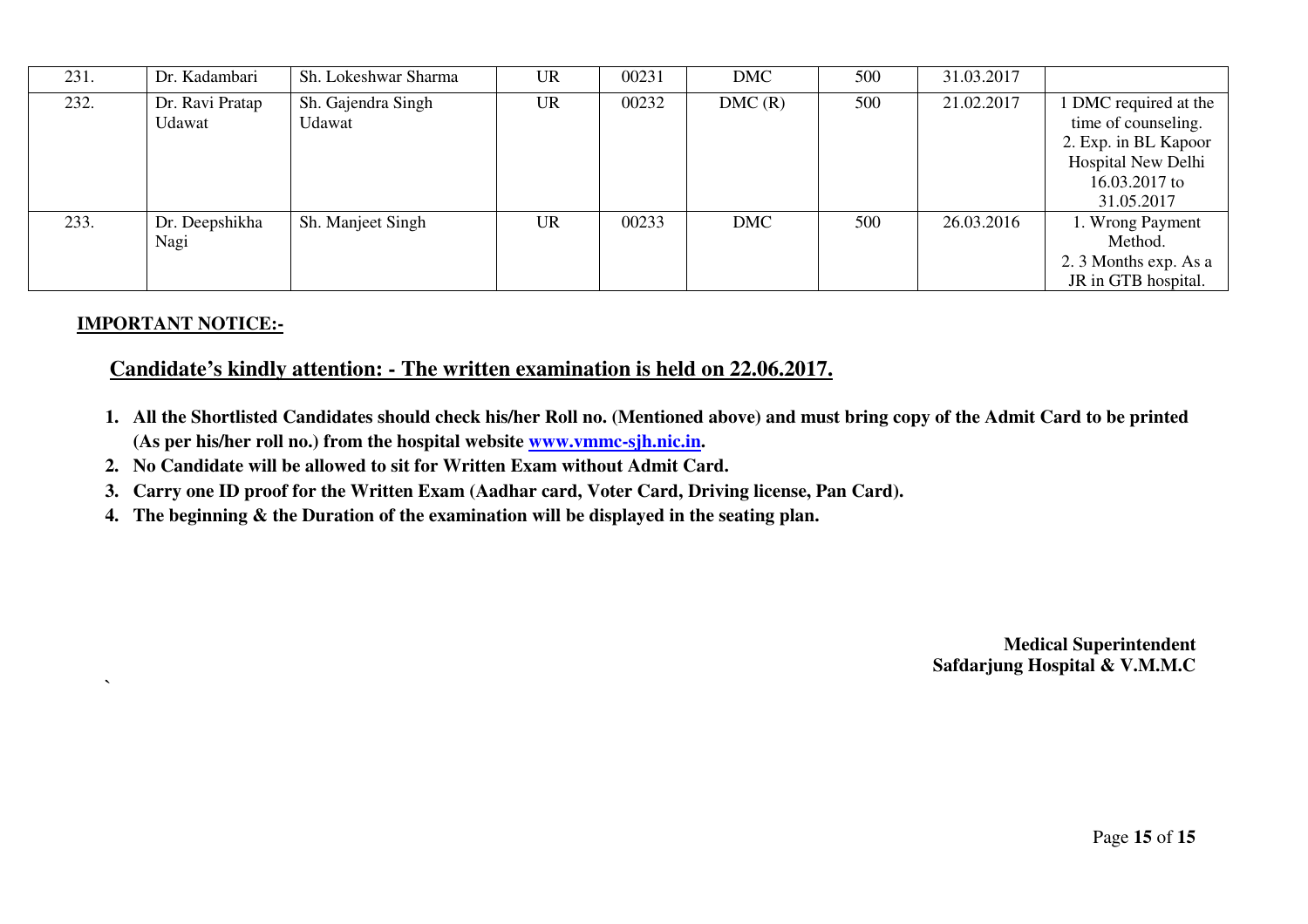| | | | | | | | | |
|---|---|---|---|---|---|---|---|---|
| 231. | Dr. Kadambari | Sh. Lokeshwar Sharma | UR | 00231 | DMC | 500 | 31.03.2017 | |
| 232. | Dr. Ravi Pratap Udawat | Sh. Gajendra Singh Udawat | UR | 00232 | DMC (R) | 500 | 21.02.2017 | 1 DMC required at the time of counseling. 2. Exp. in BL Kapoor Hospital New Delhi 16.03.2017 to 31.05.2017 |
| 233. | Dr. Deepshikha Nagi | Sh. Manjeet Singh | UR | 00233 | DMC | 500 | 26.03.2016 | 1. Wrong Payment Method. 2. 3 Months exp. As a JR in GTB hospital. |

**IMPORTANT NOTICE:-**

**Candidate's kindly attention: - The written examination is held on 22.06.2017.**

1. **All the Shortlisted Candidates should check his/her Roll no. (Mentioned above) and must bring copy of the Admit Card to be printed (As per his/her roll no.) from the hospital website www.vmmc-sjh.nic.in.**
2. **No Candidate will be allowed to sit for Written Exam without Admit Card.**
3. **Carry one ID proof for the Written Exam (Aadhar card, Voter Card, Driving license, Pan Card).**
4. **The beginning & the Duration of the examination will be displayed in the seating plan.**

**Medical Superintendent**
**Safdarjung Hospital & V.M.M.C**